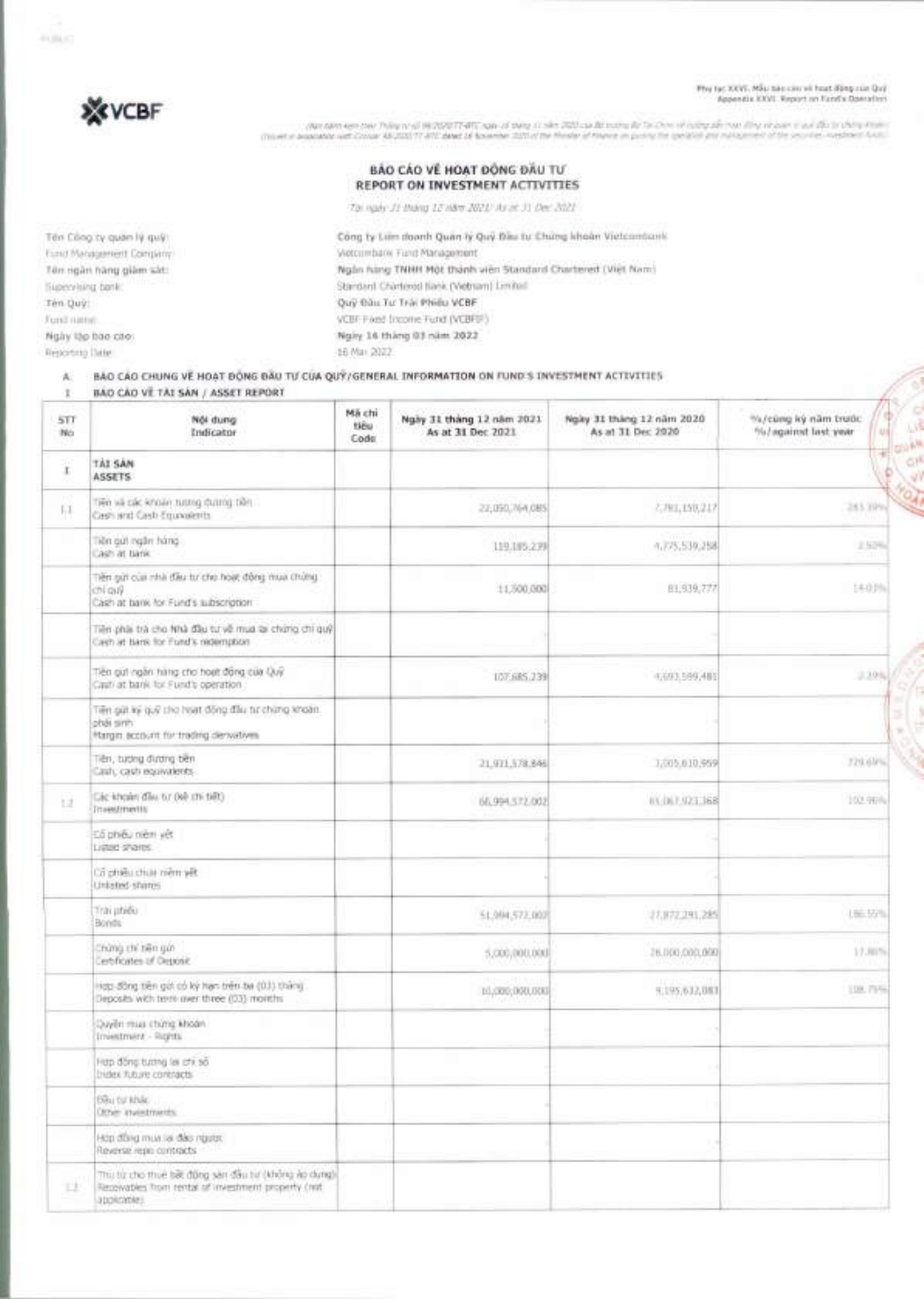Phụ lục XXVI. Mẫu báo cáo về hoạt động của Quỹ
Appendix XXVI. Report on Fund's Operation

(Ban hành kèm theo Thông tư số 98/2020/TT-BTC ngày 16 tháng 11 năm 2020 của Bộ trưởng Bộ Tài Chính về hướng dẫn hoạt động và quản lý quỹ đầu tư chứng khoán)
(Issued in association with Circular 98/2020/TT-BTC dated 16 November 2020 of the Minister of Finance on guiding the operation and management of the securities investment funds)

VCBF

# BÁO CÁO VỀ HOẠT ĐỘNG ĐẦU TƯ
# REPORT ON INVESTMENT ACTIVITIES

*Tại ngày 31 tháng 12 năm 2021/ As at 31 Dec 2021*

| | |
|---|---|
| Tên Công ty quản lý quỹ: Fund Management Company: | Công ty Liên doanh Quản lý Quỹ Đầu tư Chứng khoán Vietcombank Vietcombank Fund Management |
| Tên ngân hàng giám sát: Supervising bank: | Ngân hàng TNHH Một thành viên Standard Chartered (Việt Nam) Standard Chartered Bank (Vietnam) Limited |
| Tên Quỹ: Fund name: | Quỹ Đầu Tư Trái Phiếu VCBF VCBF Fixed Income Fund (VCBFIF) |
| Ngày lập báo cáo: Reporting Date: | Ngày 16 tháng 03 năm 2022 16 Mar 2022 |

A. BÁO CÁO CHUNG VỀ HOẠT ĐỘNG ĐẦU TƯ CỦA QUỸ/GENERAL INFORMATION ON FUND'S INVESTMENT ACTIVITIES

I. BÁO CÁO VỀ TÀI SẢN / ASSET REPORT

| STT No | Nội dung Indicator | Mã chỉ tiêu Code | Ngày 31 tháng 12 năm 2021 As at 31 Dec 2021 | Ngày 31 tháng 12 năm 2020 As at 31 Dec 2020 | %/cùng kỳ năm trước %/against last year |
|---|---|---|---|---|---|
| I | TÀI SẢN ASSETS | | | | |
| 1.1 | Tiền và các khoản tương đương tiền Cash and Cash Equivalents | | 22,050,764,085 | 7,781,150,217 | 283.39% |
| | Tiền gửi ngân hàng Cash at bank | | 119,185,239 | 4,775,539,258 | 2.50% |
| | Tiền gửi của nhà đầu tư cho hoạt động mua chứng chỉ quỹ Cash at bank for Fund's subscription | | 11,500,000 | 81,939,777 | 14.03% |
| | Tiền phải trả cho Nhà đầu tư về mua lại chứng chỉ quỹ Cash at bank for Fund's redemption | | | | |
| | Tiền gửi ngân hàng cho hoạt động của Quỹ Cash at bank for Fund's operation | | 107,685,239 | 4,693,599,481 | 2.29% |
| | Tiền gửi ký quỹ cho hoạt động đầu tư chứng khoán phái sinh Margin account for trading derivatives | | | | |
| | Tiền, tương đương tiền Cash, cash equivalents | | 21,931,578,846 | 3,005,610,959 | 729.69% |
| 1.2 | Các khoản đầu tư (kê chi tiết) Investments | | 66,994,572,002 | 65,067,923,368 | 102.96% |
| | Cổ phiếu niêm yết Listed shares | | | | |
| | Cổ phiếu chưa niêm yết Unlisted shares | | | | |
| | Trái phiếu Bonds | | 51,994,572,002 | 27,872,291,285 | 186.55% |
| | Chứng chỉ tiền gửi Certificates of Deposit | | 5,000,000,000 | 28,000,000,000 | 17.86% |
| | Hợp đồng tiền gửi có kỳ hạn trên ba (03) tháng Deposits with term over three (03) months | | 10,000,000,000 | 9,195,632,083 | 108.75% |
| | Quyền mua chứng khoán Investment - Rights | | | | |
| | Hợp đồng tương lai chỉ số Index future contracts | | | | |
| | Đầu tư khác Other investments | | | | |
| | Hợp đồng mua lại đảo ngược Reverse repo contracts | | | | |
| 1.3 | Thu từ cho thuê bất động sản đầu tư (không áp dụng) Receivables from rental of investment property (not applicable) | | | | |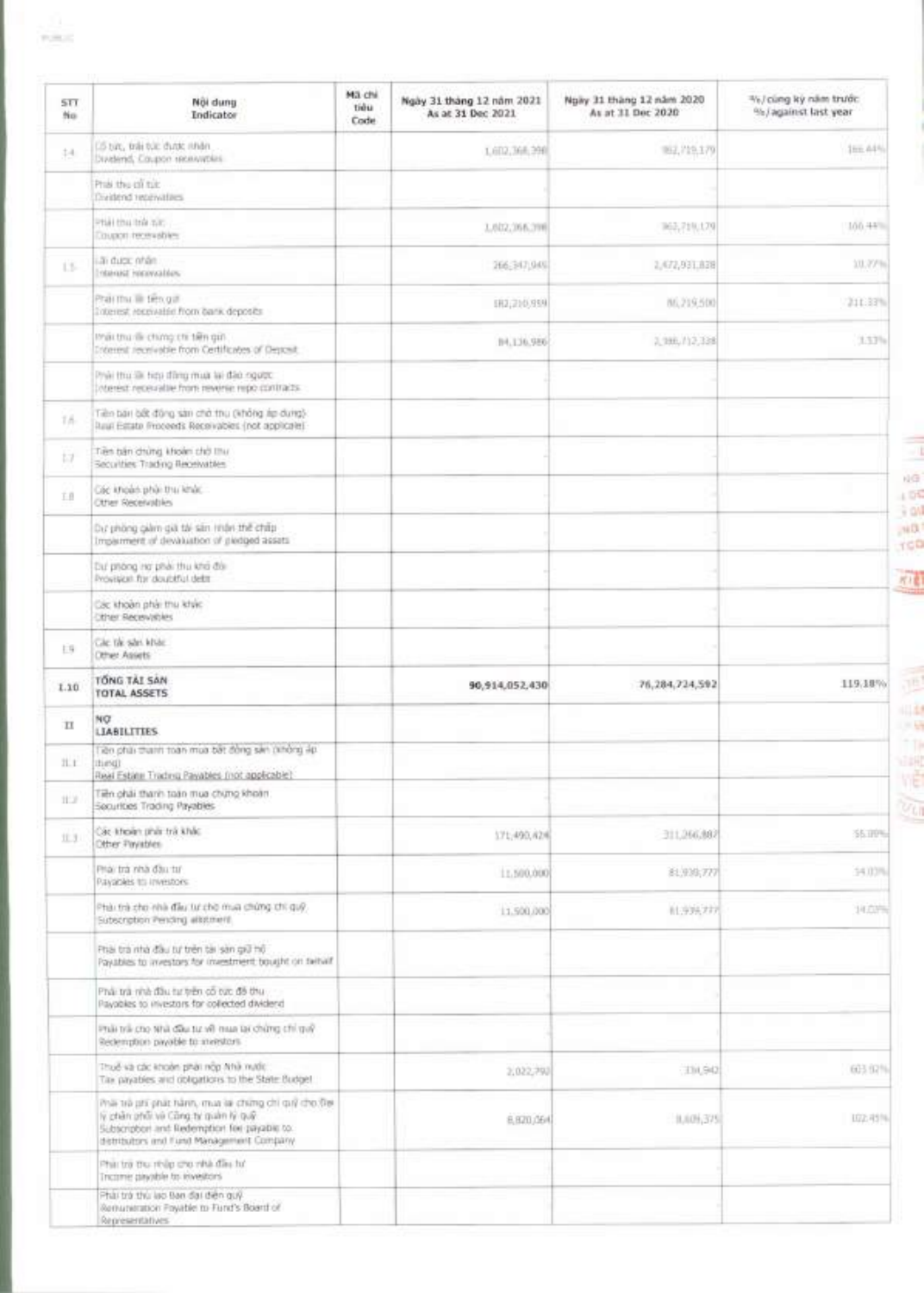| STT No | Nội dung Indicator | Mã chỉ tiêu Code | Ngày 31 tháng 12 năm 2021 As at 31 Dec 2021 | Ngày 31 tháng 12 năm 2020 As at 31 Dec 2020 | %/cùng kỳ năm trước %/against last year |
|---|---|---|---|---|---|
| 1.4 | Cổ tức, trái tức được nhận Dividend, Coupon receivables | | 1,602,368,398 | 962,719,179 | 166.44% |
| | Phải thu cổ tức Dividend receivables | | | | |
| | Phải thu trái tức Coupon receivables | | 1,602,368,398 | 962,719,179 | 166.44% |
| 1.5 | Lãi được nhận Interest receivables | | 266,347,945 | 2,472,931,828 | 10.77% |
| | Phải thu lãi tiền gửi Interest receivable from bank deposits | | 182,210,959 | 86,219,500 | 211.33% |
| | Phải thu lãi chứng chỉ tiền gửi Interest receivable from Certificates of Deposit | | 84,136,986 | 2,386,712,328 | 3.53% |
| | Phải thu lãi hợp đồng mua lại đảo ngược Interest receivable from reverse repo contracts | | | | |
| 1.6 | Tiền bán bất động sản chờ thu (không áp dụng) Real Estate Proceeds Receivables (not applicable) | | | | |
| 1.7 | Tiền bán chứng khoán chờ thu Securities Trading Receivables | | | | |
| 1.8 | Các khoản phải thu khác Other Receivables | | | | |
| | Dự phòng giảm giá tài sản nhận thế chấp Impairment of devaluation of pledged assets | | | | |
| | Dự phòng nợ phải thu khó đòi Provision for doubtful debt | | | | |
| | Các khoản phải thu khác Other Receivables | | | | |
| 1.9 | Các tài sản khác Other Assets | | | | |
| I.10 | **TỔNG TÀI SẢN TOTAL ASSETS** | | **90,914,052,430** | **76,284,724,592** | **119.18%** |
| II | **NỢ LIABILITIES** | | | | |
| II.1 | Tiền phải thanh toán mua bất động sản (không áp dụng) Real Estate Trading Payables (not applicable) | | | | |
| II.2 | Tiền phải thanh toán mua chứng khoán Securities Trading Payables | | | | |
| II.3 | Các khoản phải trả khác Other Payables | | 171,490,424 | 311,266,887 | 55.09% |
| | Phải trả nhà đầu tư Payables to investors | | 11,500,000 | 81,939,777 | 14.03% |
| | Phải trả cho nhà đầu tư cho mua chứng chỉ quỹ Subscription Pending allotment | | 11,500,000 | 81,939,777 | 14.03% |
| | Phải trả nhà đầu tư trên tài sản giữ hộ Payables to investors for investment bought on behalf | | | | |
| | Phải trả nhà đầu tư trên cổ tức đã thu Payables to investors for collected dividend | | | | |
| | Phải trả cho nhà đầu tư về mua lại chứng chỉ quỹ Redemption payable to investors | | | | |
| | Thuế và các khoản phải nộp Nhà nước Tax payables and obligations to the State Budget | | 2,022,790 | 334,942 | 603.92% |
| | Phải trả phí phát hành, mua lại chứng chỉ quỹ cho Đại lý phân phối và Công ty quản lý quỹ Subscription and Redemption fee payable to distributors and Fund Management Company | | 8,820,064 | 8,609,375 | 102.45% |
| | Phải trả thu nhập cho nhà đầu tư Income payable to investors | | | | |
| | Phải trả thù lao Ban đại diện quỹ Remuneration Payable to Fund's Board of Representatives | | | | |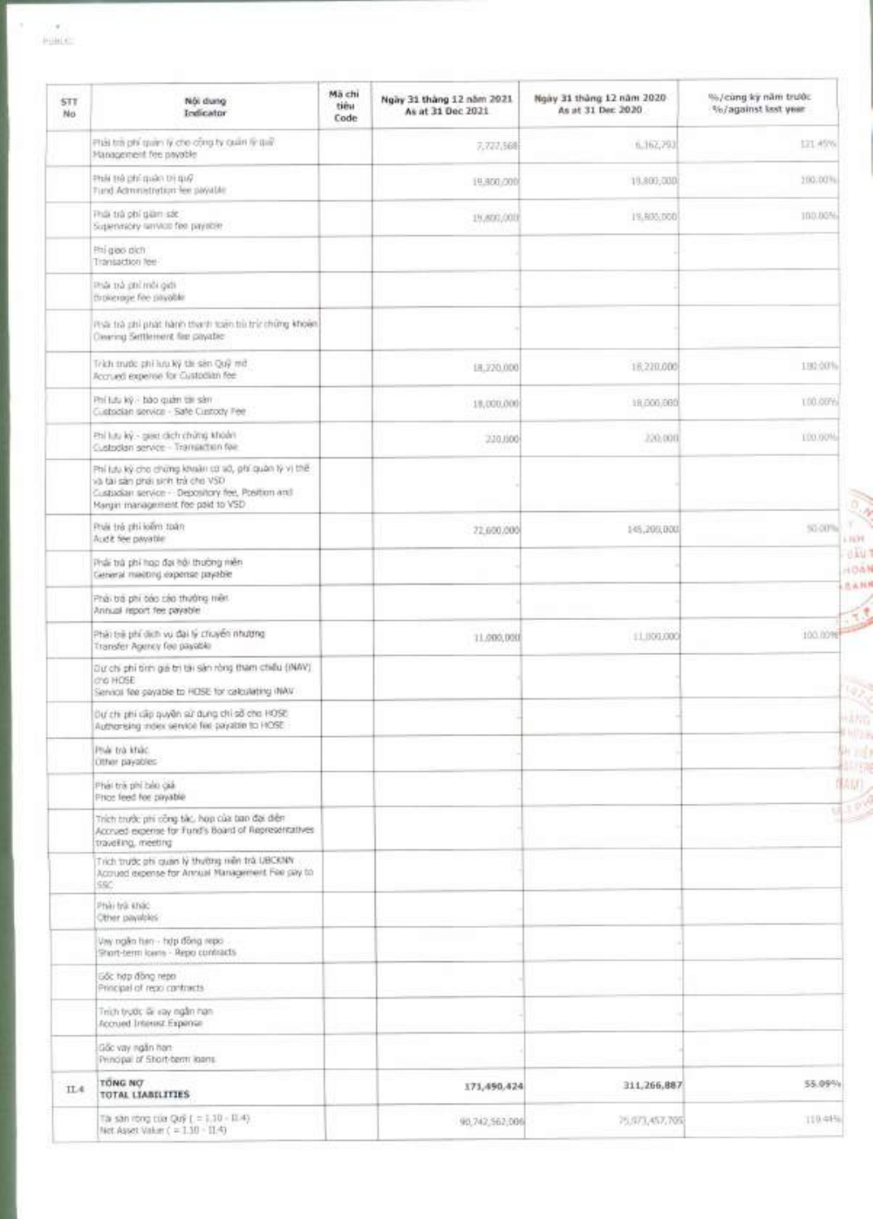| STT No | Nội dung Indicator | Mã chỉ tiêu Code | Ngày 31 tháng 12 năm 2021 As at 31 Dec 2021 | Ngày 31 tháng 12 năm 2020 As at 31 Dec 2020 | %/cùng kỳ năm trước %/against last year |
|---|---|---|---|---|---|
| | Phải trả phí quản lý cho công ty quản lý quỹ Management fee payable | | 7,727,568 | 6,362,792 | 121.45% |
| | Phải trả phí quản trị quỹ Fund Administration fee payable | | 19,800,000 | 19,800,000 | 100.00% |
| | Phải trả phí giám sát Supervisory service fee payable | | 19,800,000 | 19,800,000 | 100.00% |
| | Phí giao dịch Transaction fee | | | | |
| | Phải trả phí môi giới Brokerage fee payable | | | | |
| | Phải trả phí phát hành thanh toán bù trừ chứng khoán Clearing Settlement fee payable | | | | |
| | Trích trước phí lưu ký tài sản Quỹ mở Accrued expense for Custodian fee | | 18,220,000 | 18,220,000 | 100.00% |
| | Phí lưu ký - bảo quản tài sản Custodian service - Safe Custody Fee | | 18,000,000 | 18,000,000 | 100.00% |
| | Phí lưu ký - giao dịch chứng khoán Custodian service - Transaction fee | | 220,000 | 220,000 | 100.00% |
| | Phí lưu ký cho chứng khoán cơ sở, phí quản lý vị thế và tài sản phái sinh trả cho VSD Custodian service - Depository fee, Position and Margin management fee paid to VSD | | | | |
| | Phải trả phí kiểm toán Audit fee payable | | 72,600,000 | 145,200,000 | 50.00% |
| | Phải trả phí họp đại hội thường niên General meeting expense payable | | | | |
| | Phải trả phí báo cáo thường niên Annual report fee payable | | | | |
| | Phải trả phí dịch vụ đại lý chuyển nhượng Transfer Agency fee payable | | 11,000,000 | 11,000,000 | 100.00% |
| | Dự chi phí tính giá trị tài sản ròng tham chiếu (iNAV) cho HOSE Service fee payable to HOSE for calculating iNAV | | | | |
| | Dự chi phí cấp quyền sử dụng chỉ số cho HOSE Authorising index service fee payable to HOSE | | | | |
| | Phải trả khác Other payables | | | | |
| | Phải trả phí báo giá Price feed fee payable | | | | |
| | Trích trước phí công tác, họp của ban đại diện Accrued expense for Fund's Board of Representatives traveling, meeting | | | | |
| | Trích trước phí quản lý thường niên trả UBCKNN Accrued expense for Annual Management Fee pay to SSC | | | | |
| | Phải trả khác Other payables | | | | |
| | Vay ngắn hạn - hợp đồng repo Short-term loans - Repo contracts | | | | |
| | Gốc hợp đồng repo Principal of repo contracts | | | | |
| | Trích trước lãi vay ngắn hạn Accrued Interest Expense | | | | |
| | Gốc vay ngắn hạn Principal of Short-term loans | | | | |
| II.4 | **TỔNG NỢ TOTAL LIABILITIES** | | **171,490,424** | **311,266,887** | **55.09%** |
| | Tài sản ròng của Quỹ ( = I.10 - II.4) Net Asset Value ( = I.10 - II.4) | | 90,742,562,006 | 75,973,457,705 | 119.44% |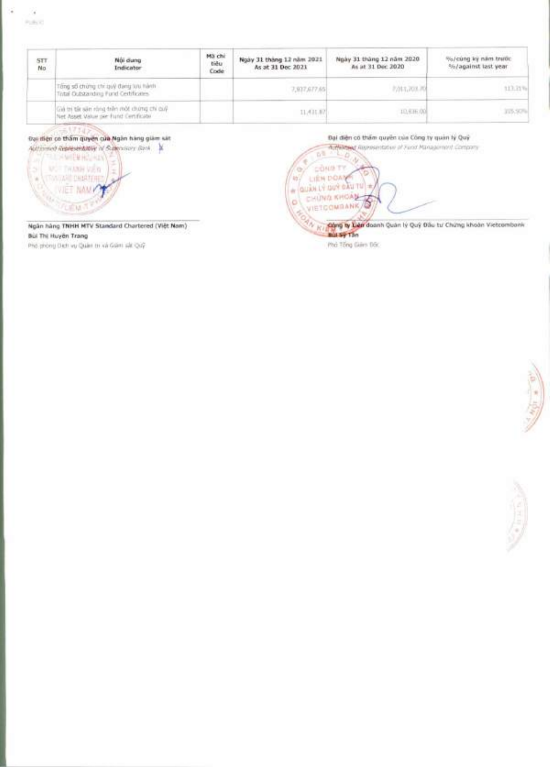| STT No | Nội dung Indicator | Mã chỉ tiêu Code | Ngày 31 tháng 12 năm 2021 As at 31 Dec 2021 | Ngày 31 tháng 12 năm 2020 As at 31 Dec 2020 | %/cùng kỳ năm trước %/against last year |
|---|---|---|---|---|---|
| | Tổng số chứng chỉ quỹ đang lưu hành Total Outstanding Fund Certificates | | 7,937,677.65 | 7,011,203.70 | 113.21% |
| | Giá trị tài sản ròng trên một chứng chỉ quỹ Net Asset Value per Fund Certificate | | 11,431.87 | 10,636.00 | 105.90% |

**Đại diện có thẩm quyền của Ngân hàng giám sát**
*Authorised Representative of Supervisory Bank*

**Ngân hàng TNHH MTV Standard Chartered (Việt Nam)**
**Bùi Thị Huyền Trang**
Phó phòng Dịch vụ Quản trị và Giám sát Quỹ

**Đại diện có thẩm quyền của Công ty quản lý Quỹ**
*Authorised Representative of Fund Management Company*

**Công ty Liên doanh Quản lý Quỹ Đầu tư Chứng khoán Vietcombank**
**Bùi Sỹ Tân**
Phó Tổng Giám Đốc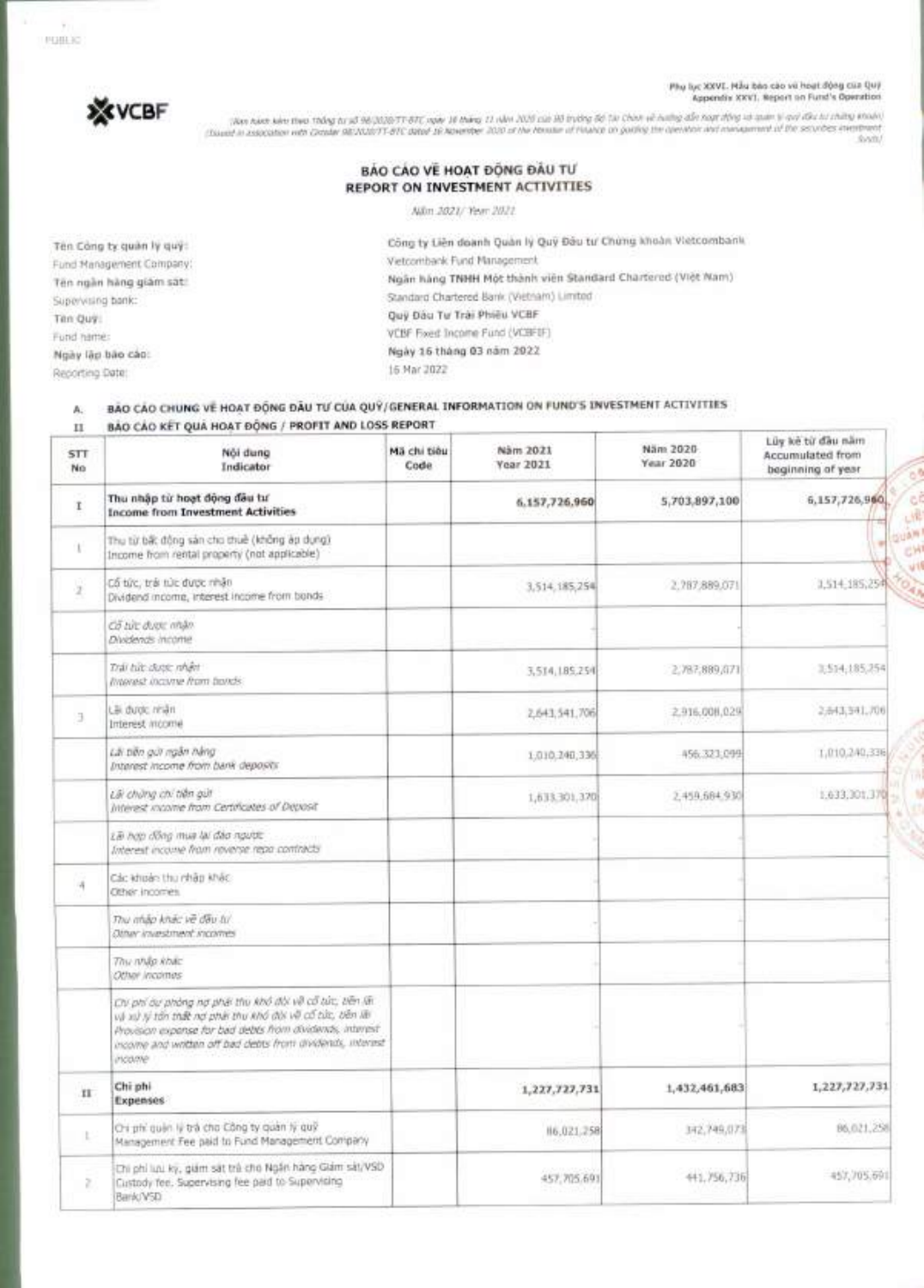VCBF

Phụ lục XXVI. Mẫu báo cáo về hoạt động của Quỹ
Appendix XXVI. Report on Fund's Operation

(Ban hành kèm theo Thông tư số 98/2020/TT-BTC ngày 16 tháng 11 năm 2020 của Bộ trưởng Bộ Tài Chính về hướng dẫn hoạt động và quản lý quỹ đầu tư chứng khoán)
(Issued in association with Circular 98/2020/TT-BTC dated 16 November 2020 of the Minister of Finance on guiding the operation and management of the securities investment funds)

# BÁO CÁO VỀ HOẠT ĐỘNG ĐẦU TƯ
# REPORT ON INVESTMENT ACTIVITIES

Năm 2021/ Year 2021

| | |
|---|---|
| Tên Công ty quản lý quỹ:<br>Fund Management Company: | Công ty Liên doanh Quản lý Quỹ Đầu tư Chứng khoán Vietcombank<br>Vietcombank Fund Management |
| Tên ngân hàng giám sát:<br>Supervising bank: | Ngân hàng TNHH Một thành viên Standard Chartered (Việt Nam)<br>Standard Chartered Bank (Vietnam) Limited |
| Tên Quỹ:<br>Fund name: | Quỹ Đầu Tư Trái Phiếu VCBF<br>VCBF Fixed Income Fund (VCBFIF) |
| Ngày lập báo cáo:<br>Reporting Date: | Ngày 16 tháng 03 năm 2022<br>16 Mar 2022 |

A. BÁO CÁO CHUNG VỀ HOẠT ĐỘNG ĐẦU TƯ CỦA QUỸ/GENERAL INFORMATION ON FUND'S INVESTMENT ACTIVITIES

II BÁO CÁO KẾT QUẢ HOẠT ĐỘNG / PROFIT AND LOSS REPORT

| STT<br>No | Nội dung<br>Indicator | Mã chỉ tiêu<br>Code | Năm 2021<br>Year 2021 | Năm 2020<br>Year 2020 | Lũy kế từ đầu năm<br>Accumulated from beginning of year |
|---|---|---|---|---|---|
| I | **Thu nhập từ hoạt động đầu tư<br>Income from Investment Activities** | | **6,157,726,960** | **5,703,897,100** | **6,157,726,960** |
| 1 | Thu từ bất động sản cho thuê (không áp dụng)<br>Income from rental property (not applicable) | | | | |
| 2 | Cổ tức, trái tức được nhận<br>Dividend income, interest income from bonds | | 3,514,185,254 | 2,787,889,071 | 3,514,185,254 |
| | *Cổ tức được nhận<br>Dividends income* | | | | |
| | *Trái tức được nhận<br>Interest income from bonds* | | 3,514,185,254 | 2,787,889,071 | 3,514,185,254 |
| 3 | Lãi được nhận<br>Interest income | | 2,643,541,706 | 2,916,008,029 | 2,643,541,706 |
| | *Lãi tiền gửi ngân hàng<br>Interest income from bank deposits* | | 1,010,240,336 | 456,323,099 | 1,010,240,336 |
| | *Lãi chứng chỉ tiền gửi<br>Interest income from Certificates of Deposit* | | 1,633,301,370 | 2,459,684,930 | 1,633,301,370 |
| | *Lãi hợp đồng mua lại đảo ngược<br>Interest income from reverse repo contracts* | | | | |
| 4 | Các khoản thu nhập khác<br>Other incomes | | | | |
| | *Thu nhập khác về đầu tư<br>Other investment incomes* | | | | |
| | *Thu nhập khác<br>Other incomes* | | | | |
| | *Chi phí dự phòng nợ phải thu khó đòi về cổ tức, tiền lãi và xử lý tổn thất nợ phải thu khó đòi về cổ tức, tiền lãi<br>Provision expense for bad debts from dividends, interest income and written off bad debts from dividends, interest income* | | | | |
| II | **Chi phí<br>Expenses** | | **1,227,727,731** | **1,432,461,683** | **1,227,727,731** |
| 1 | Chi phí quản lý trả cho Công ty quản lý quỹ<br>Management Fee paid to Fund Management Company | | 86,021,258 | 342,749,073 | 86,021,258 |
| 2 | Chi phí lưu ký, giám sát trả cho Ngân hàng Giám sát/VSD<br>Custody fee, Supervising fee paid to Supervising Bank/VSD | | 457,705,691 | 441,756,736 | 457,705,691 |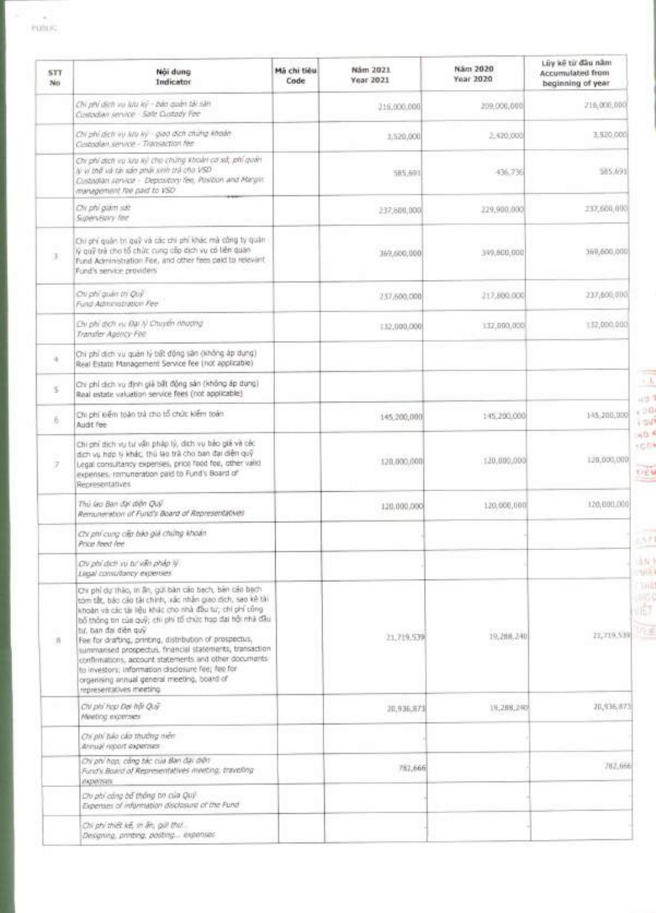| STT No | Nội dung Indicator | Mã chỉ tiêu Code | Năm 2021 Year 2021 | Năm 2020 Year 2020 | Lũy kế từ đầu năm Accumulated from beginning of year |
|---|---|---|---|---|---|
| | *Chi phí dịch vụ lưu ký - bảo quản tài sản* *Custodian service - Safe Custody Fee* | | 216,000,000 | 209,000,000 | 216,000,000 |
| | *Chi phí dịch vụ lưu ký - giao dịch chứng khoán* *Custodian service - Transaction fee* | | 3,520,000 | 2,420,000 | 3,520,000 |
| | *Chi phí dịch vụ lưu ký cho chứng khoán cơ sở, phí quản lý vị thế và tài sản phải sinh trả cho VSD* *Custodian service - Depository fee, Position and Margin management fee paid to VSD* | | 585,691 | 436,736 | 585,691 |
| | *Chi phí giám sát* *Supervisory fee* | | 237,600,000 | 229,900,000 | 237,600,000 |
| 3 | Chi phí quản trị quỹ và các chi phí khác mà công ty quản lý quỹ trả cho tổ chức cung cấp dịch vụ có liên quan Fund Administration Fee, and other fees paid to relevant Fund's service providers | | 369,600,000 | 349,800,000 | 369,600,000 |
| | *Chi phí quản trị Quỹ* *Fund Administration Fee* | | 237,600,000 | 217,800,000 | 237,600,000 |
| | *Chi phí dịch vụ Đại lý Chuyển nhượng* *Transfer Agency Fee* | | 132,000,000 | 132,000,000 | 132,000,000 |
| 4 | Chi phí dịch vụ quản lý bất động sản (không áp dụng) Real Estate Management Service fee (not applicable) | | | | |
| 5 | Chi phí dịch vụ định giá bất động sản (không áp dụng) Real estate valuation service fees (not applicable) | | | | |
| 6 | Chi phí kiểm toán trả cho tổ chức kiểm toán Audit fee | | 145,200,000 | 145,200,000 | 145,200,000 |
| 7 | Chi phí dịch vụ tư vấn pháp lý, dịch vụ báo giá và các dịch vụ hợp lý khác, thù lao trả cho ban đại diện quỹ Legal consultancy expenses, price feed fee, other valid expenses, remuneration paid to Fund's Board of Representatives | | 120,000,000 | 120,000,000 | 120,000,000 |
| | *Thù lao Ban đại diện Quỹ* *Remuneration of Fund's Board of Representatives* | | 120,000,000 | 120,000,000 | 120,000,000 |
| | *Chi phí cung cấp báo giá chứng khoán* *Price feed fee* | | | | |
| | *Chi phí dịch vụ tư vấn pháp lý* *Legal consultancy expenses* | | | | |
| 8 | Chi phí dự thảo, in ấn, gửi bản cáo bạch, bản cáo bạch tóm tắt, báo cáo tài chính, xác nhận giao dịch, sao kê tài khoản và các tài liệu khác cho nhà đầu tư; chi phí công bố thông tin của quỹ; chi phí tổ chức họp đại hội nhà đầu tư, ban đại diện quỹ Fee for drafting, printing, distribution of prospectus, summarised prospectus, financial statements, transaction confirmations, account statements and other documents to investors; information disclosure fee; fee for organising annual general meeting, board of representatives meeting | | 21,719,539 | 19,288,240 | 21,719,539 |
| | *Chi phí họp Đại hội Quỹ* *Meeting expenses* | | 20,936,873 | 19,288,240 | 20,936,873 |
| | *Chi phí báo cáo thường niên* *Annual report expenses* | | | | |
| | *Chi phí họp, công tác của Ban đại diện* *Fund's Board of Representatives meeting, traveling expenses* | | 782,666 | | 782,666 |
| | *Chi phí công bố thông tin của Quỹ* *Expenses of information disclosure of the Fund* | | | | |
| | *Chi phí thiết kế, in ấn, gửi thư...* *Designing, printing, posting... expenses* | | | | |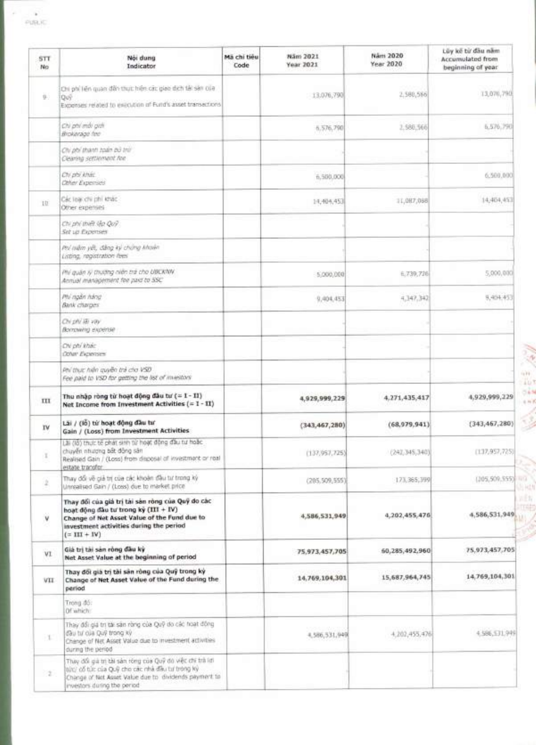| STT<br>No | Nội dung<br>Indicator | Mã chỉ tiêu<br>Code | Năm 2021<br>Year 2021 | Năm 2020<br>Year 2020 | Lũy kế từ đầu năm<br>Accumulated from beginning of year |
|---|---|---|---|---|---|
| 9 | Chi phí liên quan đến thực hiện các giao dịch tài sản của Quỹ<br>Expenses related to execution of Fund's asset transactions | | 13,076,790 | 2,580,566 | 13,076,790 |
| | *Chi phí môi giới*<br>*Brokerage fee* | | 6,576,790 | 2,580,566 | 6,576,790 |
| | *Chi phí thanh toán bù trừ*<br>*Clearing settlement fee* | | | | |
| | *Chi phí khác*<br>*Other Expenses* | | 6,500,000 | | 6,500,000 |
| 10 | Các loại chi phí khác<br>Other expenses | | 14,404,453 | 11,087,068 | 14,404,453 |
| | *Chi phí thiết lập Quỹ*<br>*Set up Expenses* | | | | |
| | *Phí niêm yết, đăng ký chứng khoán*<br>*Listing, registration fees* | | | | |
| | *Phí quản lý thường niên trả cho UBCKNN*<br>*Annual management fee paid to SSC* | | 5,000,000 | 6,739,726 | 5,000,000 |
| | *Phí ngân hàng*<br>*Bank charges* | | 9,404,453 | 4,347,342 | 9,404,453 |
| | *Chi phí lãi vay*<br>*Borrowing expense* | | | | |
| | *Chi phí khác*<br>*Other Expenses* | | | | |
| | *Phí thực hiện quyền trả cho VSD*<br>*Fee paid to VSD for getting the list of investors* | | | | |
| III | **Thu nhập ròng từ hoạt động đầu tư (= I - II)**<br>**Net Income from Investment Activities (= I - II)** | | **4,929,999,229** | **4,271,435,417** | **4,929,999,229** |
| IV | **Lãi / (lỗ) từ hoạt động đầu tư**<br>**Gain / (Loss) from Investment Activities** | | **(343,467,280)** | **(68,979,941)** | **(343,467,280)** |
| 1 | Lãi (lỗ) thực tế phát sinh từ hoạt động đầu tư hoặc chuyển nhượng bất động sản<br>Realised Gain / (Loss) from disposal of investment or real estate transfer | | (137,957,725) | (242,345,340) | (137,957,725) |
| 2 | Thay đổi về giá trị của các khoản đầu tư trong kỳ<br>Unrealised Gain / (Loss) due to market price | | (205,509,555) | 173,365,399 | (205,509,555) |
| V | **Thay đổi của giá trị tài sản ròng của Quỹ do các hoạt động đầu tư trong kỳ (III + IV)**<br>**Change of Net Asset Value of the Fund due to investment activities during the period (= III + IV)** | | **4,586,531,949** | **4,202,455,476** | **4,586,531,949** |
| VI | **Giá trị tài sản ròng đầu kỳ**<br>**Net Asset Value at the beginning of period** | | **75,973,457,705** | **60,285,492,960** | **75,973,457,705** |
| VII | **Thay đổi giá trị tài sản ròng của Quỹ trong kỳ**<br>**Change of Net Asset Value of the Fund during the period** | | **14,769,104,301** | **15,687,964,745** | **14,769,104,301** |
| | Trong đó:<br>Of which: | | | | |
| 1 | Thay đổi giá trị tài sản ròng của Quỹ do các hoạt động đầu tư của Quỹ trong kỳ<br>Change of Net Asset Value due to investment activities during the period | | 4,586,531,949 | 4,202,455,476 | 4,586,531,949 |
| 2 | Thay đổi giá trị tài sản ròng của Quỹ do việc chi trả lợi tức/ cổ tức của Quỹ cho các nhà đầu tư trong kỳ<br>Change of Net Asset Value due to dividends payment to investors during the period | | | | |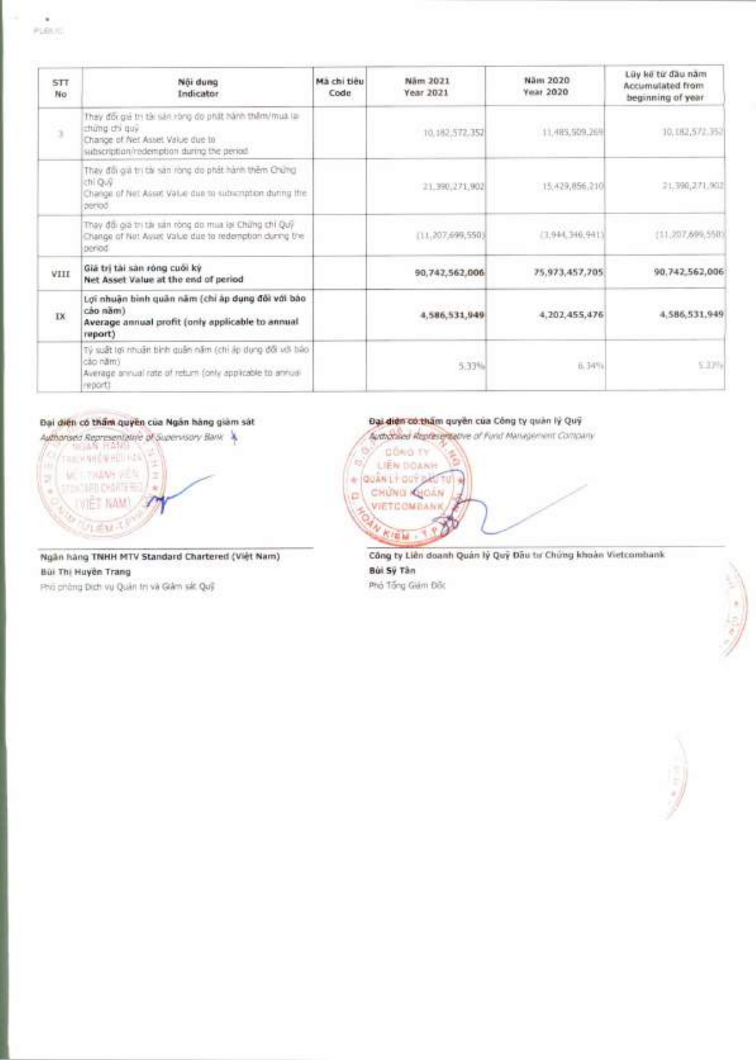| STT No | Nội dung Indicator | Mã chỉ tiêu Code | Năm 2021 Year 2021 | Năm 2020 Year 2020 | Lũy kế từ đầu năm Accumulated from beginning of year |
|---|---|---|---|---|---|
| 3 | Thay đổi giá trị tài sản ròng do phát hành thêm/mua lại chứng chỉ quỹ<br>Change of Net Asset Value due to subscription/redemption during the period | | 10,182,572,352 | 11,485,509,269 | 10,182,572,352 |
| | Thay đổi giá trị tài sản ròng do phát hành thêm Chứng chỉ Quỹ<br>Change of Net Asset Value due to subscription during the period | | 21,390,271,902 | 15,429,856,210 | 21,390,271,902 |
| | Thay đổi giá trị tài sản ròng do mua lại Chứng chỉ Quỹ<br>Change of Net Asset Value due to redemption during the period | | (11,207,699,550) | (3,944,346,941) | (11,207,699,550) |
| VIII | **Giá trị tài sản ròng cuối kỳ<br>Net Asset Value at the end of period** | | **90,742,562,006** | **75,973,457,705** | **90,742,562,006** |
| IX | **Lợi nhuận bình quân năm (chỉ áp dụng đối với báo cáo năm)<br>Average annual profit (only applicable to annual report)** | | **4,586,531,949** | **4,202,455,476** | **4,586,531,949** |
| | Tỷ suất lợi nhuận bình quân năm (chỉ áp dụng đối với báo cáo năm)<br>Average annual rate of return (only applicable to annual report) | | 5.33% | 6.34% | 5.33% |

**Đại diện có thẩm quyền của Ngân hàng giám sát**
*Authorised Representative of Supervisory Bank*

**Ngân hàng TNHH MTV Standard Chartered (Việt Nam)**
**Bùi Thị Huyền Trang**
Phó phòng Dịch vụ Quản trị và Giám sát Quỹ

**Đại diện có thẩm quyền của Công ty quản lý Quỹ**
*Authorised Representative of Fund Management Company*

**Công ty Liên doanh Quản lý Quỹ Đầu tư Chứng khoán Vietcombank**
**Bùi Sỹ Tân**
Phó Tổng Giám Đốc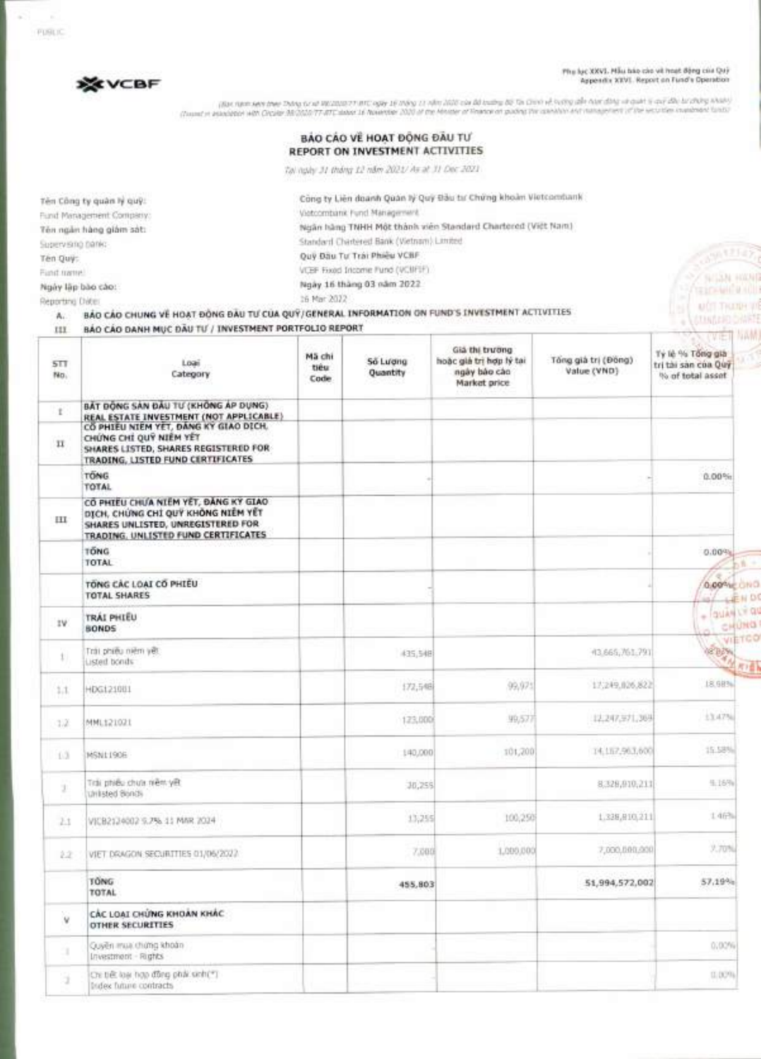VCBF

Phụ lục XXVI. Mẫu báo cáo về hoạt động của Quỹ
Appendix XXVI. Report on Fund's Operation

*(Ban hành kèm theo Thông tư số 98/2020/TT-BTC ngày 16 tháng 11 năm 2020 của Bộ trưởng Bộ Tài Chính về hướng dẫn hoạt động và quản lý quỹ đầu tư chứng khoán)*
*(Issued in association with Circular 98/2020/TT-BTC dated 16 November 2020 of the Minister of Finance on guiding the operation and management of the securities investment funds)*

## BÁO CÁO VỀ HOẠT ĐỘNG ĐẦU TƯ
## REPORT ON INVESTMENT ACTIVITIES

*Tại ngày 31 tháng 12 năm 2021/ As at 31 Dec 2021*

Tên Công ty quản lý quỹ: Công ty Liên doanh Quản lý Quỹ Đầu tư Chứng khoán Vietcombank
Fund Management Company: Vietcombank Fund Management
Tên ngân hàng giám sát: Ngân hàng TNHH Một thành viên Standard Chartered (Việt Nam)
Supervising bank: Standard Chartered Bank (Vietnam) Limited
Tên Quỹ: Quỹ Đầu Tư Trái Phiếu VCBF
Fund name: VCBF Fixed Income Fund (VCBFFF)
Ngày lập báo cáo: Ngày 16 tháng 03 năm 2022
Reporting Date: 16 Mar 2022

A. BÁO CÁO CHUNG VỀ HOẠT ĐỘNG ĐẦU TƯ CỦA QUỸ/GENERAL INFORMATION ON FUND'S INVESTMENT ACTIVITIES

III BÁO CÁO DANH MỤC ĐẦU TƯ / INVESTMENT PORTFOLIO REPORT

| STT No. | Loại Category | Mã chỉ tiêu Code | Số Lượng Quantity | Giá thị trường hoặc giá trị hợp lý tại ngày báo cáo Market price | Tổng giá trị (Đồng) Value (VND) | Tỷ lệ % Tổng giá trị tài sản của Quỹ % of total asset |
|---|---|---|---|---|---|---|
| I | BẤT ĐỘNG SẢN ĐẦU TƯ (KHÔNG ÁP DỤNG) REAL ESTATE INVESTMENT (NOT APPLICABLE) | | | | | |
| II | CỔ PHIẾU NIÊM YẾT, ĐĂNG KÝ GIAO DỊCH, CHỨNG CHỈ QUỸ NIÊM YẾT SHARES LISTED, SHARES REGISTERED FOR TRADING, LISTED FUND CERTIFICATES | | | | | |
| | TỔNG TOTAL | | - | | - | 0.00% |
| III | CỔ PHIẾU CHƯA NIÊM YẾT, ĐĂNG KÝ GIAO DỊCH, CHỨNG CHỈ QUỸ KHÔNG NIÊM YẾT SHARES UNLISTED, UNREGISTERED FOR TRADING, UNLISTED FUND CERTIFICATES | | | | | |
| | TỔNG TOTAL | | | | | 0.00% |
| | TỔNG CÁC LOẠI CỔ PHIẾU TOTAL SHARES | | | | | 0.00% |
| IV | TRÁI PHIẾU BONDS | | | | | |
| 1 | Trái phiếu niêm yết Listed bonds | | 435,548 | | 43,665,761,791 | 48.03% |
| 1.1 | HDG121001 | | 172,548 | 99,971 | 17,249,826,822 | 18.98% |
| 1.2 | MML121021 | | 123,000 | 99,577 | 12,247,971,369 | 13.47% |
| 1.3 | MSN11906 | | 140,000 | 101,200 | 14,167,963,600 | 15.58% |
| 2 | Trái phiếu chưa niêm yết Unlisted Bonds | | 20,255 | | 8,328,810,211 | 9.16% |
| 2.1 | VICB2124002 9.7% 11 MAR 2024 | | 13,255 | 100,250 | 1,328,810,211 | 1.46% |
| 2.2 | VIET DRAGON SECURITIES 01/06/2022 | | 7,000 | 1,000,000 | 7,000,000,000 | 7.70% |
| | TỔNG TOTAL | | 455,803 | | 51,994,572,002 | 57.19% |
| V | CÁC LOẠI CHỨNG KHOÁN KHÁC OTHER SECURITIES | | | | | |
| 1 | Quyền mua chứng khoán Investment - Rights | | | | | 0.00% |
| 2 | Chi tiết loại hợp đồng phái sinh(*) Index future contracts | | | | | 0.00% |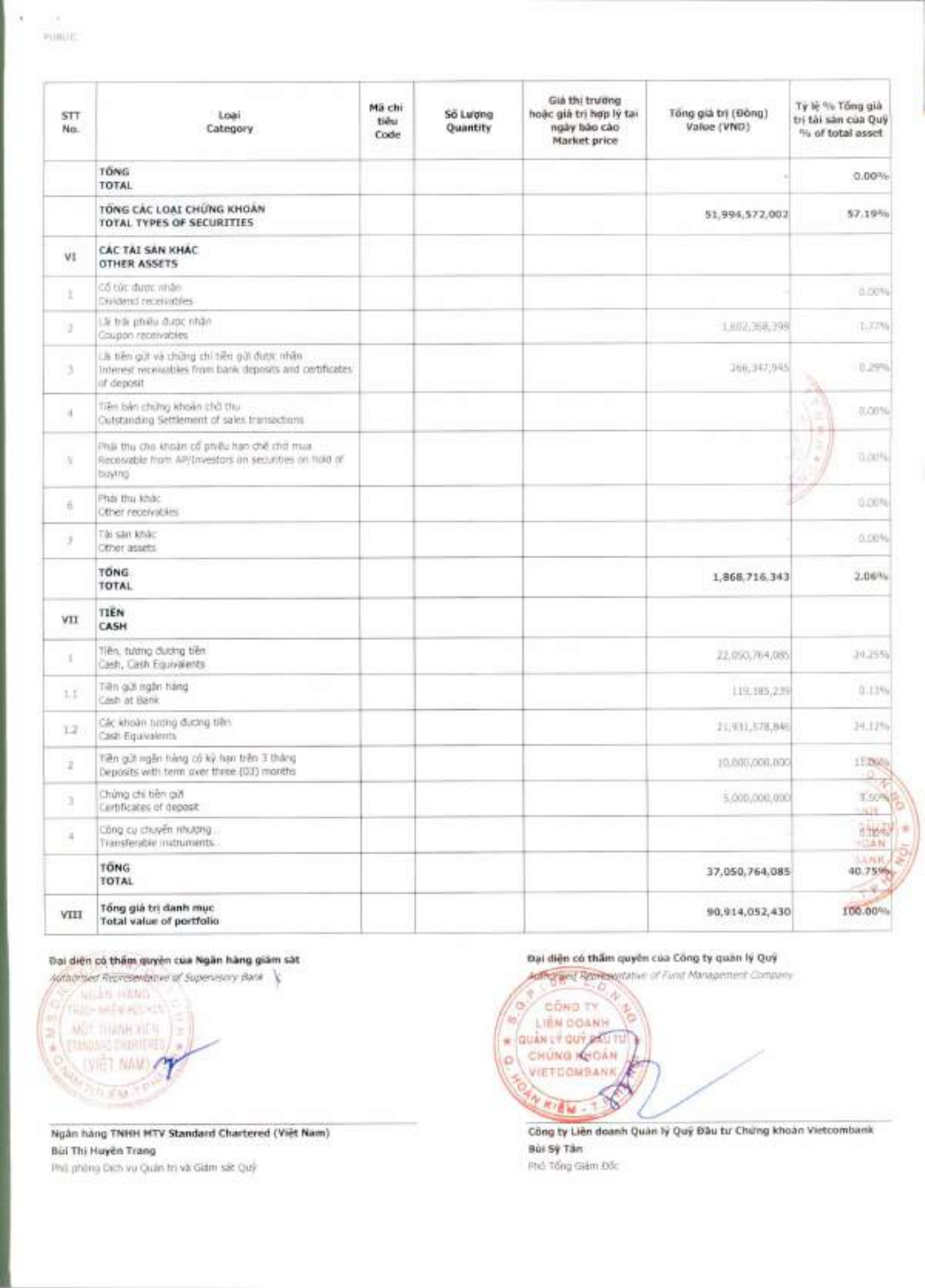| STT No. | Loại Category | Mã chỉ tiêu Code | Số Lượng Quantity | Giá thị trường hoặc giá trị hợp lý tại ngày báo cáo Market price | Tổng giá trị (Đồng) Value (VND) | Tỷ lệ % Tổng giá trị tài sản của Quỹ % of total asset |
|---|---|---|---|---|---|---|
| | TỔNG TOTAL | | | | - | 0.00% |
| | TỔNG CÁC LOẠI CHỨNG KHOÁN TOTAL TYPES OF SECURITIES | | | | 51,994,572,002 | 57.19% |
| VI | CÁC TÀI SẢN KHÁC OTHER ASSETS | | | | | |
| 1 | Cổ tức được nhận Dividend receivables | | | | | 0.00% |
| 2 | Lãi trái phiếu được nhận Coupon receivables | | | | 1,602,368,398 | 1.77% |
| 3 | Lãi tiền gửi và chứng chỉ tiền gửi được nhận Interest receivables from bank deposits and certificates of deposit | | | | 266,347,945 | 0.29% |
| 4 | Tiền bán chứng khoán chờ thu Outstanding Settlement of sales transactions | | | | | 0.00% |
| 5 | Phải thu cho khoản cổ phiếu hạn chế chờ mua Receivable from AP/Investors on securities on hold of buying | | | | | 0.00% |
| 6 | Phải thu khác Other receivables | | | | | 0.00% |
| 7 | Tài sản khác Other assets | | | | | 0.00% |
| | TỔNG TOTAL | | | | 1,868,716,343 | 2.06% |
| VII | TIỀN CASH | | | | | |
| 1 | Tiền, tương đương tiền Cash, Cash Equivalents | | | | 22,050,764,085 | 24.25% |
| 1.1 | Tiền gửi ngân hàng Cash at Bank | | | | 119,185,239 | 0.13% |
| 1.2 | Các khoản tương đương tiền Cash Equivalents | | | | 21,931,578,846 | 24.12% |
| 2 | Tiền gửi ngân hàng có kỳ hạn trên 3 tháng Deposits with term over three (03) months | | | | 10,000,000,000 | 11.00% |
| 3 | Chứng chỉ tiền gửi Certificates of deposit | | | | 5,000,000,000 | 5.50% |
| 4 | Công cụ chuyển nhượng Transferable instruments | | | | | 0.00% |
| | TỔNG TOTAL | | | | 37,050,764,085 | 40.75% |
| VIII | Tổng giá trị danh mục Total value of portfolio | | | | 90,914,052,430 | 100.00% |

**Đại diện có thẩm quyền của Ngân hàng giám sát**
*Authorised Representative of Supervisory Bank*

Ngân hàng TNHH MTV Standard Chartered (Việt Nam)
Bùi Thị Huyền Trang
Phó phòng Dịch vụ Quản trị và Giám sát Quỹ

**Đại diện có thẩm quyền của Công ty quản lý Quỹ**
*Authorised Representative of Fund Management Company*

Công ty Liên doanh Quản lý Quỹ Đầu tư Chứng khoán Vietcombank
Bùi Sỹ Tân
Phó Tổng Giám Đốc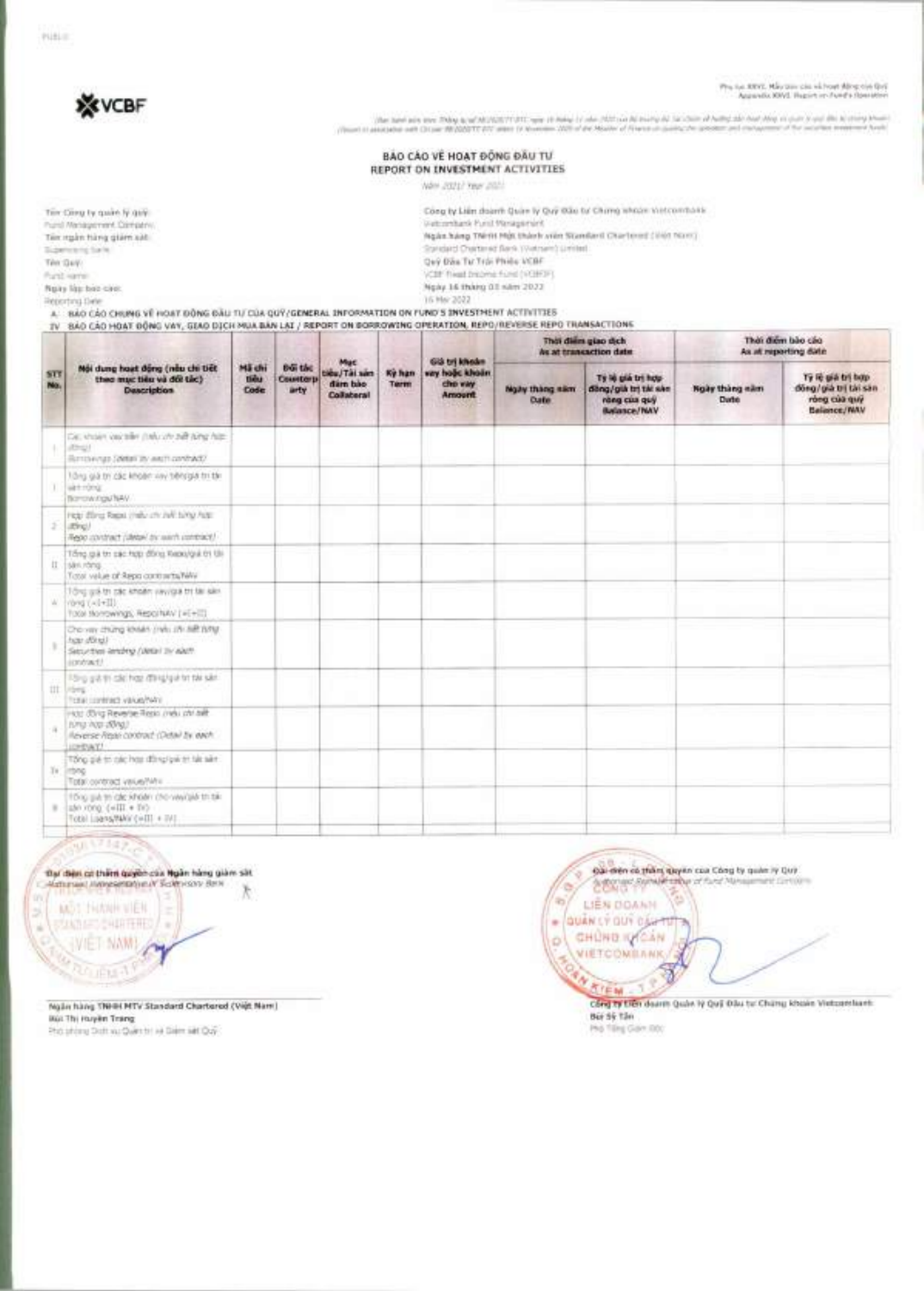VCBF

Phụ lục XXVI. Mẫu báo cáo về hoạt động của Quỹ
Appendix XXVI. Report on Fund's Operation

(Ban hành kèm theo Thông tư số 98/2020/TT-BTC ngày 16 tháng 11 năm 2020 của Bộ trưởng Bộ Tài chính về hướng dẫn hoạt động và quản lý quỹ đầu tư chứng khoán)
(Issued in association with Circular 98/2020/TT-BTC dated 16 November 2020 of the Minister of Finance on guiding the operation and management of the securities investment funds)

## BÁO CÁO VỀ HOẠT ĐỘNG ĐẦU TƯ
## REPORT ON INVESTMENT ACTIVITIES

Năm 2021/ Year 2021

| | |
|---|---|
| Tên Công ty quản lý quỹ: Fund Management Company: | Công ty Liên doanh Quản lý Quỹ Đầu tư Chứng khoán Vietcombank Vietcombank Fund Management |
| Tên ngân hàng giám sát: Supervisory bank: | Ngân hàng TNHH Một thành viên Standard Chartered (Việt Nam) Standard Chartered Bank (Vietnam) Limited |
| Tên Quỹ: Fund name: | Quỹ Đầu Tư Trái Phiếu VCBF VCBF Fixed Income Fund (VCBFFF) |
| Ngày lập báo cáo: Reporting Date: | Ngày 16 tháng 03 năm 2022 16 Mar 2022 |

A. BÁO CÁO CHUNG VỀ HOẠT ĐỘNG ĐẦU TƯ CỦA QUỸ/GENERAL INFORMATION ON FUND'S INVESTMENT ACTIVITIES

IV. BÁO CÁO HOẠT ĐỘNG VAY, GIAO DỊCH MUA BÁN LẠI / REPORT ON BORROWING OPERATION, REPO/REVERSE REPO TRANSACTIONS

| STT No. | Nội dung hoạt động (nêu chi tiết theo mục tiêu và đối tác) Description | Mã chỉ tiêu Code | Đối tác Counterparty | Mục tiêu/Tài sản đảm bảo Collateral | Kỳ hạn Term | Giá trị khoản vay hoặc khoản cho vay Amount | Thời điểm giao dịch As at transaction date | | Thời điểm báo cáo As at reporting date | |
|---|---|---|---|---|---|---|---|---|---|---|
| | | | | | | | Ngày tháng năm Date | Tỷ lệ giá trị hợp đồng/giá trị tài sản ròng của quỹ Balance/NAV | Ngày tháng năm Date | Tỷ lệ giá trị hợp đồng/giá trị tài sản ròng của quỹ Balance/NAV |
| 1 | Các khoản vay tiền (nêu chi tiết từng hợp đồng) Borrowings (detail by each contract) | | | | | | | | | |
| I | Tổng giá trị các khoản vay tiền/giá trị tài sản ròng Borrowings/NAV | | | | | | | | | |
| 2 | Hợp đồng Repo (nêu chi tiết từng hợp đồng) Repo contract (detail by each contract) | | | | | | | | | |
| II | Tổng giá trị các hợp đồng Repo/giá trị tài sản ròng Total value of Repo contracts/NAV | | | | | | | | | |
| A | Tổng giá trị các khoản vay/giá trị tài sản ròng (=I+II) Total Borrowings, Repo/NAV (=I+II) | | | | | | | | | |
| 3 | Cho vay chứng khoán (nêu chi tiết từng hợp đồng) Securities lending (detail by each contract) | | | | | | | | | |
| III | Tổng giá trị các hợp đồng/giá trị tài sản ròng Total contract value/NAV | | | | | | | | | |
| 4 | Hợp đồng Reverse Repo (nêu chi tiết từng hợp đồng) Reverse Repo contract (Detail by each contract) | | | | | | | | | |
| IV | Tổng giá trị các hợp đồng/giá trị tài sản ròng Total contract value/NAV | | | | | | | | | |
| B | Tổng giá trị các khoản cho vay/giá trị tài sản ròng (=III + IV) Total Loans/NAV (=III + IV) | | | | | | | | | |

**Đại diện có thẩm quyền của Ngân hàng giám sát**
Authorised Representative of Supervisory Bank

Ngân hàng TNHH MTV Standard Chartered (Việt Nam)
Bùi Thị Huyền Trang
Phó phòng Dịch vụ Quản trị và Giám sát Quỹ

**Đại diện có thẩm quyền của Công ty quản lý Quỹ**
Authorised Representative of Fund Management Company

Công ty Liên doanh Quản lý Quỹ Đầu tư Chứng khoán Vietcombank
Bùi Sỹ Tân
Phó Tổng Giám đốc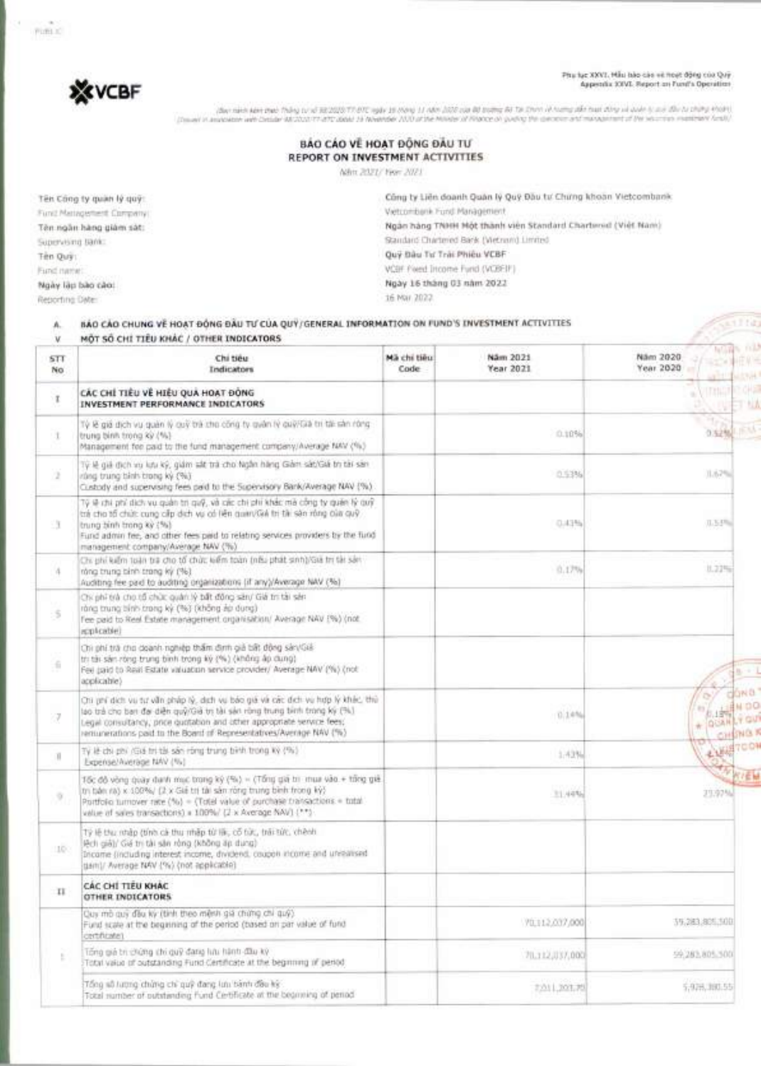VCBF

Phụ lục XXVI. Mẫu báo cáo về hoạt động của Quỹ
Appendix XXVI. Report on Fund's Operation

(Ban hành kèm theo Thông tư số 98/2020/TT-BTC ngày 16 tháng 11 năm 2020 của Bộ trưởng Bộ Tài Chính về hướng dẫn hoạt động và quản lý quỹ đầu tư chứng khoán)
(Issued in association with Circular 98/2020/TT-BTC dated 16 November 2020 of the Minister of Finance on guiding the operation and management of the securities investment funds)

# BÁO CÁO VỀ HOẠT ĐỘNG ĐẦU TƯ
# REPORT ON INVESTMENT ACTIVITIES

Năm 2021/ Year 2021

| | |
|---|---|
| **Tên Công ty quản lý quỹ:** Fund Management Company: | Công ty Liên doanh Quản lý Quỹ Đầu tư Chứng khoán Vietcombank Vietcombank Fund Management |
| **Tên ngân hàng giám sát:** Supervising bank: | **Ngân hàng TNHH Một thành viên Standard Chartered (Việt Nam)** Standard Chartered Bank (Vietnam) Limited |
| **Tên Quỹ:** Fund name: | **Quỹ Đầu Tư Trái Phiếu VCBF** VCBF Fixed Income Fund (VCBFIF) |
| **Ngày lập báo cáo:** Reporting Date: | Ngày 16 tháng 03 năm 2022 16 Mar 2022 |

A. **BÁO CÁO CHUNG VỀ HOẠT ĐỘNG ĐẦU TƯ CỦA QUỸ/GENERAL INFORMATION ON FUND'S INVESTMENT ACTIVITIES**

V **MỘT SỐ CHỈ TIÊU KHÁC / OTHER INDICATORS**

| STT No | Chỉ tiêu Indicators | Mã chỉ tiêu Code | Năm 2021 Year 2021 | Năm 2020 Year 2020 |
|---|---|---|---|---|
| I | **CÁC CHỈ TIÊU VỀ HIỆU QUẢ HOẠT ĐỘNG INVESTMENT PERFORMANCE INDICATORS** | | | |
| 1 | Tỷ lệ giá dịch vụ quản lý quỹ trả cho công ty quản lý quỹ/Giá trị tài sản ròng trung bình trong kỳ (%) Management fee paid to the fund management company/Average NAV (%) | | 0.10% | 0.52% |
| 2 | Tỷ lệ giá dịch vụ lưu ký, giám sát trả cho Ngân hàng Giám sát/Giá trị tài sản ròng trung bình trong kỳ (%) Custody and supervising fees paid to the Supervisory Bank/Average NAV (%) | | 0.53% | 0.67% |
| 3 | Tỷ lệ chi phí dịch vụ quản trị quỹ, và các chi phí khác mà công ty quản lý quỹ trả cho tổ chức cung cấp dịch vụ có liên quan/Giá trị tài sản ròng của quỹ trung bình trong kỳ (%) Fund admin fee, and other fees paid to relating services providers by the fund management company/Average NAV (%) | | 0.43% | 0.53% |
| 4 | Chi phí kiểm toán trả cho tổ chức kiểm toán (nếu phát sinh)/Giá trị tài sản ròng trung bình trong kỳ (%) Auditing fee paid to auditing organizations (if any)/Average NAV (%) | | 0.17% | 0.22% |
| 5 | Chi phí trả cho tổ chức quản lý bất động sản/ Giá trị tài sản ròng trung bình trong kỳ (%) (không áp dụng) Fee paid to Real Estate management organisation/ Average NAV (%) (not applicable) | | | |
| 6 | Chi phí trả cho doanh nghiệp thẩm định giá bất động sản/Giá trị tài sản ròng trung bình trong kỳ (%) (không áp dụng) Fee paid to Real Estate valuation service provider/ Average NAV (%) (not applicable) | | | |
| 7 | Chi phí dịch vụ tư vấn pháp lý, dịch vụ báo giá và các dịch vụ hợp lý khác, thù lao trả cho ban đại diện quỹ/Giá trị tài sản ròng trung bình trong kỳ (%) Legal consultancy, price quotation and other appropriate service fees; remunerations paid to the Board of Representatives/Average NAV (%) | | 0.14% | 0.19% |
| 8 | Tỷ lệ chi phí /Giá trị tài sản ròng trung bình trong kỳ (%) Expense/Average NAV (%) | | 1.43% | |
| 9 | Tốc độ vòng quay danh mục trong kỳ (%) = (Tổng giá trị mua vào + tổng giá trị bán ra) x 100%/ (2 x Giá trị tài sản ròng trung bình trong kỳ) Portfolio turnover rate (%) = (Total value of purchase transactions + total value of sales transactions) x 100%/ (2 x Average NAV) (**) | | 31.44% | 23.97% |
| 10 | Tỷ lệ thu nhập (tính cả thu nhập từ lãi, cổ tức, trái tức, chênh lệch giá)/ Giá trị tài sản ròng (không áp dụng) Income (including interest income, dividend, coupon income and unrealised gain)/ Average NAV (%) (not applicable) | | | |
| II | **CÁC CHỈ TIÊU KHÁC OTHER INDICATORS** | | | |
| | Quy mô quỹ đầu kỳ (tính theo mệnh giá chứng chỉ quỹ) Fund scale at the beginning of the period (based on par value of fund certificate) | | 70,112,037,000 | 59,283,805,500 |
| 1 | Tổng giá trị chứng chỉ quỹ đang lưu hành đầu kỳ Total value of outstanding Fund Certificate at the beginning of period | | 70,112,037,000 | 59,283,805,500 |
| | Tổng số lượng chứng chỉ quỹ đang lưu hành đầu kỳ Total number of outstanding Fund Certificate at the beginning of period | | 7,011,203.70 | 5,928,380.55 |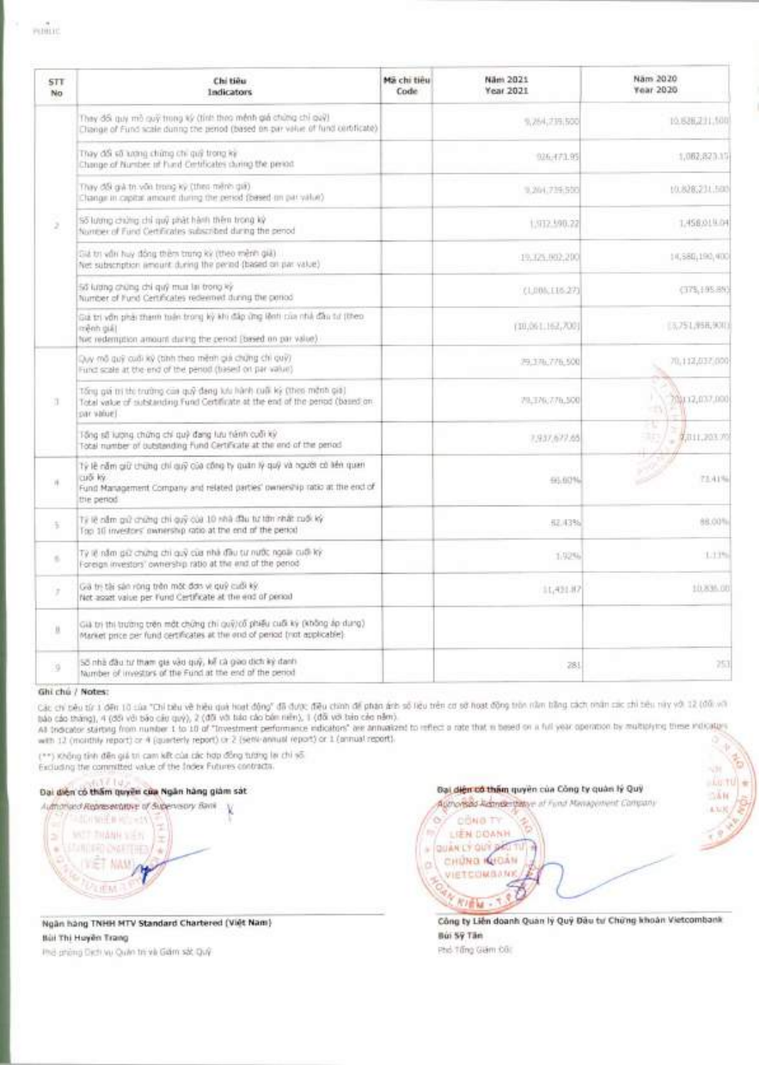| STT No | Chỉ tiêu Indicators | Mã chỉ tiêu Code | Năm 2021 Year 2021 | Năm 2020 Year 2020 |
|---|---|---|---|---|
| 2 | Thay đổi quy mô quỹ trong kỳ (tính theo mệnh giá chứng chỉ quỹ) Change of Fund scale during the period (based on par value of fund certificate) | | 9,264,739,500 | 10,828,231,500 |
| | Thay đổi số lượng chứng chỉ quỹ trong kỳ Change of Number of Fund Certificates during the period | | 926,473.95 | 1,082,823.15 |
| | Thay đổi giá trị vốn trong kỳ (theo mệnh giá) Change in capital amount during the period (based on par value) | | 9,264,739,500 | 10,828,231,500 |
| | Số lượng chứng chỉ quỹ phát hành thêm trong kỳ Number of Fund Certificates subscribed during the period | | 1,932,590.22 | 1,458,019.04 |
| | Giá trị vốn huy động thêm trong kỳ (theo mệnh giá) Net subscription amount during the period (based on par value) | | 19,325,902,200 | 14,580,190,400 |
| | Số lượng chứng chỉ quỹ mua lại trong kỳ Number of Fund Certificates redeemed during the period | | (1,006,116.27) | (375,195.89) |
| | Giá trị vốn phải thanh toán trong kỳ khi đáp ứng lệnh của nhà đầu tư (theo mệnh giá) Net redemption amount during the period (based on par value) | | (10,061,162,700) | (3,751,958,900) |
| 3 | Quy mô quỹ cuối kỳ (tính theo mệnh giá chứng chỉ quỹ) Fund scale at the end of the period (based on par value) | | 79,376,776,500 | 70,112,037,000 |
| | Tổng giá trị thị trường của quỹ đang lưu hành cuối kỳ (theo mệnh giá) Total value of outstanding Fund Certificate at the end of the period (based on par value) | | 79,376,776,500 | 70,112,037,000 |
| | Tổng số lượng chứng chỉ quỹ đang lưu hành cuối kỳ Total number of outstanding Fund Certificate at the end of the period | | 7,937,677.65 | 7,011,203.70 |
| 4 | Tỷ lệ nắm giữ chứng chỉ quỹ của công ty quản lý quỹ và người có liên quan cuối kỳ Fund Management Company and related parties' ownership ratio at the end of the period | | 66.60% | 73.41% |
| 5 | Tỷ lệ nắm giữ chứng chỉ quỹ của 10 nhà đầu tư lớn nhất cuối kỳ Top 10 investors' ownership ratio at the end of the period | | 82.43% | 88.00% |
| 6 | Tỷ lệ nắm giữ chứng chỉ quỹ của nhà đầu tư nước ngoài cuối kỳ Foreign investors' ownership ratio at the end of the period | | 1.92% | 1.13% |
| 7 | Giá trị tài sản ròng trên một đơn vị quỹ cuối kỳ Net asset value per Fund Certificate at the end of period | | 11,431.87 | 10,836.00 |
| 8 | Giá trị thị trường trên một chứng chỉ quỹ/cổ phiếu cuối kỳ (không áp dụng) Market price per fund certificates at the end of period (not applicable) | | | |
| 9 | Số nhà đầu tư tham gia vào quỹ, kể cả giao dịch ký danh Number of investors of the Fund at the end of the period | | 281 | 253 |

**Ghi chú / Notes:**

Các chỉ tiêu từ 1 đến 10 của "Chỉ tiêu về hiệu quả hoạt động" đã được điều chỉnh để phản ánh số liệu trên cơ sở hoạt động trọn năm bằng cách nhân các chỉ tiêu này với 12 (đối với báo cáo tháng), 4 (đối với báo cáo quý), 2 (đối với báo cáo bán niên), 1 (đối với báo cáo năm).
All indicator starting from number 1 to 10 of "Investment performance indicators" are annualized to reflect a rate that is based on a full year operation by multiplying these indicators with 12 (monthly report) or 4 (quarterly report) or 2 (semi-annual report) or 1 (annual report).

(**) Không tính đến giá trị cam kết của các hợp đồng tương lai chỉ số
Excluding the committed value of the Index Futures contracts.

| Đại diện có thẩm quyền của Ngân hàng giám sát *Authorised Representative of Supervisory Bank* | Đại diện có thẩm quyền của Công ty quản lý Quỹ *Authorised Representative of Fund Management Company* |
|---|---|
| **Ngân hàng TNHH MTV Standard Chartered (Việt Nam)** | **Công ty Liên doanh Quản lý Quỹ Đầu tư Chứng khoán Vietcombank** |
| **Bùi Thị Huyền Trang** | **Bùi Sỹ Tân** |
| Phó phòng Dịch vụ Quản trị và Giám sát Quỹ | Phó Tổng Giám Đốc |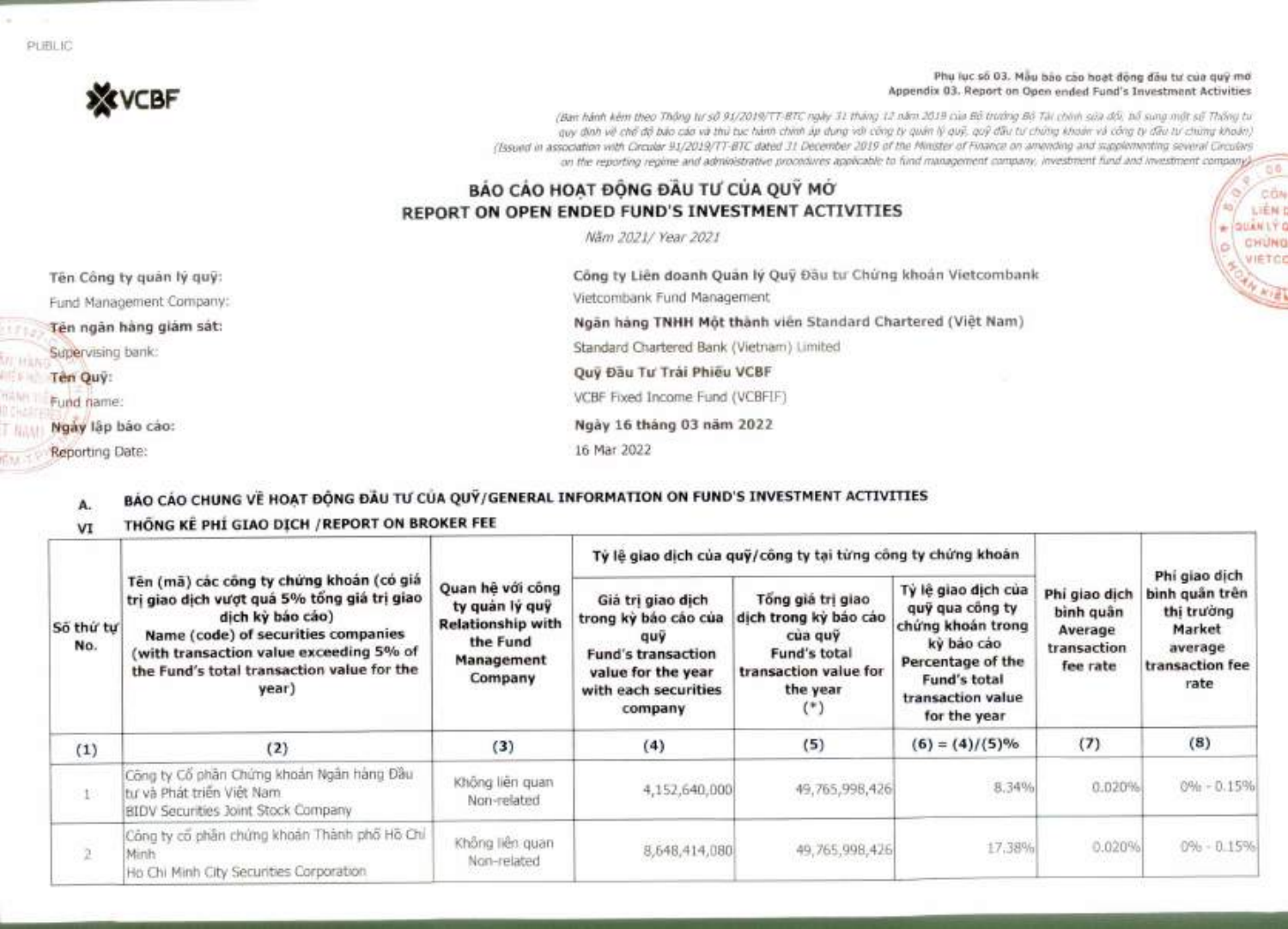PUBLIC

VCBF

Phụ lục số 03. Mẫu báo cáo hoạt động đầu tư của quỹ mở
Appendix 03. Report on Open ended Fund's Investment Activities

*(Ban hành kèm theo Thông tư số 91/2019/TT-BTC ngày 31 tháng 12 năm 2019 của Bộ trưởng Bộ Tài chính sửa đổi, bổ sung một số Thông tư quy định về chế độ báo cáo và thủ tục hành chính áp dụng với công ty quản lý quỹ, quỹ đầu tư chứng khoán và công ty đầu tư chứng khoán)*
*(Issued in association with Circular 91/2019/TT-BTC dated 31 December 2019 of the Minister of Finance on amending and supplementing several Circulars on the reporting regime and administrative procedures applicable to fund management company, investment fund and investment company)*

# BÁO CÁO HOẠT ĐỘNG ĐẦU TƯ CỦA QUỸ MỞ
# REPORT ON OPEN ENDED FUND'S INVESTMENT ACTIVITIES

*Năm 2021/ Year 2021*

| | |
|---|---|
| **Tên Công ty quản lý quỹ:** Fund Management Company: | **Công ty Liên doanh Quản lý Quỹ Đầu tư Chứng khoán Vietcombank** Vietcombank Fund Management |
| **Tên ngân hàng giám sát:** Supervising bank: | **Ngân hàng TNHH Một thành viên Standard Chartered (Việt Nam)** Standard Chartered Bank (Vietnam) Limited |
| **Tên Quỹ:** Fund name: | **Quỹ Đầu Tư Trái Phiếu VCBF** VCBF Fixed Income Fund (VCBFIF) |
| **Ngày lập báo cáo:** Reporting Date: | **Ngày 16 tháng 03 năm 2022** 16 Mar 2022 |

**A. BÁO CÁO CHUNG VỀ HOẠT ĐỘNG ĐẦU TƯ CỦA QUỸ/GENERAL INFORMATION ON FUND'S INVESTMENT ACTIVITIES**

**VI THỐNG KÊ PHÍ GIAO DỊCH /REPORT ON BROKER FEE**

| Số thứ tự No. | Tên (mã) các công ty chứng khoán (có giá trị giao dịch vượt quá 5% tổng giá trị giao dịch kỳ báo cáo) Name (code) of securities companies (with transaction value exceeding 5% of the Fund's total transaction value for the year) | Quan hệ với công ty quản lý quỹ Relationship with the Fund Management Company | Tỷ lệ giao dịch của quỹ/công ty tại từng công ty chứng khoán | | | Phí giao dịch bình quân Average transaction fee rate | Phí giao dịch bình quân trên thị trường Market average transaction fee rate |
|---|---|---|---|---|---|---|---|
| | | | Giá trị giao dịch trong kỳ báo cáo của quỹ Fund's transaction value for the year with each securities company | Tổng giá trị giao dịch trong kỳ báo cáo của quỹ Fund's total transaction value for the year (*) | Tỷ lệ giao dịch của quỹ qua công ty chứng khoán trong kỳ báo cáo Percentage of the Fund's total transaction value for the year | | |
| (1) | (2) | (3) | (4) | (5) | (6) = (4)/(5)% | (7) | (8) |
| 1 | Công ty Cổ phần Chứng khoán Ngân hàng Đầu tư và Phát triển Việt Nam BIDV Securities Joint Stock Company | Không liên quan Non-related | 4,152,640,000 | 49,765,998,426 | 8.34% | 0.020% | 0% - 0.15% |
| 2 | Công ty cổ phần chứng khoán Thành phố Hồ Chí Minh Ho Chi Minh City Securities Corporation | Không liên quan Non-related | 8,648,414,080 | 49,765,998,426 | 17.38% | 0.020% | 0% - 0.15% |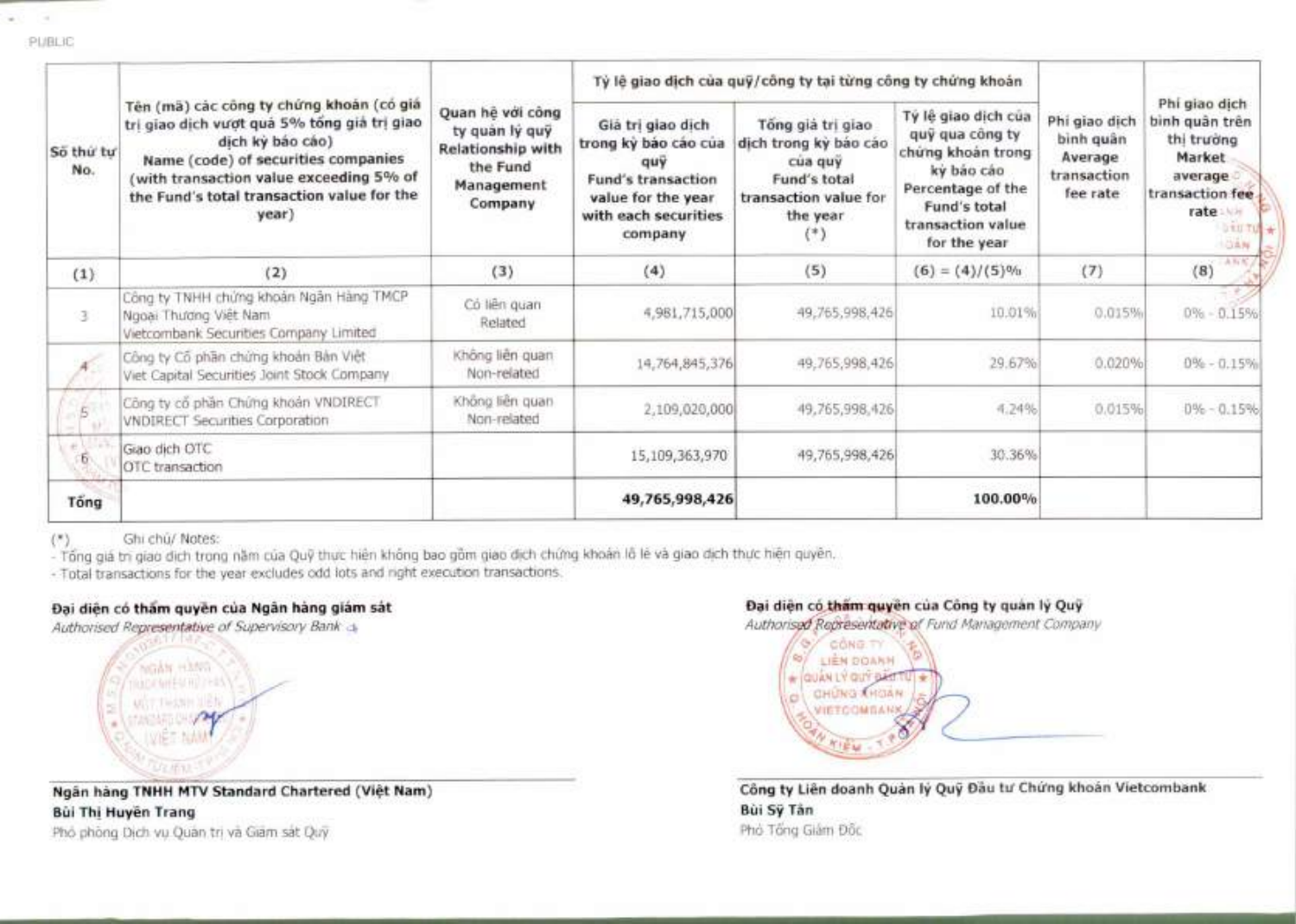PUBLIC

| Số thứ tự No. | Tên (mã) các công ty chứng khoán (có giá trị giao dịch vượt quá 5% tổng giá trị giao dịch kỳ báo cáo) Name (code) of securities companies (with transaction value exceeding 5% of the Fund's total transaction value for the year) | Quan hệ với công ty quản lý quỹ Relationship with the Fund Management Company | Tỷ lệ giao dịch của quỹ/công ty tại từng công ty chứng khoán | | | Phí giao dịch bình quân Average transaction fee rate | Phí giao dịch bình quân trên thị trường Market average transaction fee rate |
|---|---|---|---|---|---|---|---|
| | | | Giá trị giao dịch trong kỳ báo cáo của quỹ Fund's transaction value for the year with each securities company | Tổng giá trị giao dịch trong kỳ báo cáo của quỹ Fund's total transaction value for the year (*) | Tỷ lệ giao dịch của quỹ qua công ty chứng khoán trong kỳ báo cáo Percentage of the Fund's total transaction value for the year | | |
| (1) | (2) | (3) | (4) | (5) | (6) = (4)/(5)% | (7) | (8) |
| 3 | Công ty TNHH chứng khoán Ngân Hàng TMCP Ngoại Thương Việt Nam Vietcombank Securities Company Limited | Có liên quan Related | 4,981,715,000 | 49,765,998,426 | 10.01% | 0.015% | 0% - 0.15% |
| 4 | Công ty Cổ phần chứng khoán Bản Việt Viet Capital Securities Joint Stock Company | Không liên quan Non-related | 14,764,845,376 | 49,765,998,426 | 29.67% | 0.020% | 0% - 0.15% |
| 5 | Công ty cổ phần Chứng khoán VNDIRECT VNDIRECT Securities Corporation | Không liên quan Non-related | 2,109,020,000 | 49,765,998,426 | 4.24% | 0.015% | 0% - 0.15% |
| 6 | Giao dịch OTC OTC transaction | | 15,109,363,970 | 49,765,998,426 | 30.36% | | |
| **Tổng** | | | **49,765,998,426** | | **100.00%** | | |

(*) Ghi chú/ Notes:
- Tổng giá trị giao dịch trong năm của Quỹ thực hiện không bao gồm giao dịch chứng khoán lô lẻ và giao dịch thực hiện quyền.
- Total transactions for the year excludes odd lots and right execution transactions.

**Đại diện có thẩm quyền của Ngân hàng giám sát**
*Authorised Representative of Supervisory Bank*

**Ngân hàng TNHH MTV Standard Chartered (Việt Nam)**
**Bùi Thị Huyền Trang**
Phó phòng Dịch vụ Quản trị và Giám sát Quỹ

**Đại diện có thẩm quyền của Công ty quản lý Quỹ**
*Authorised Representative of Fund Management Company*

**Công ty Liên doanh Quản lý Quỹ Đầu tư Chứng khoán Vietcombank**
**Bùi Sỹ Tân**
Phó Tổng Giám Đốc